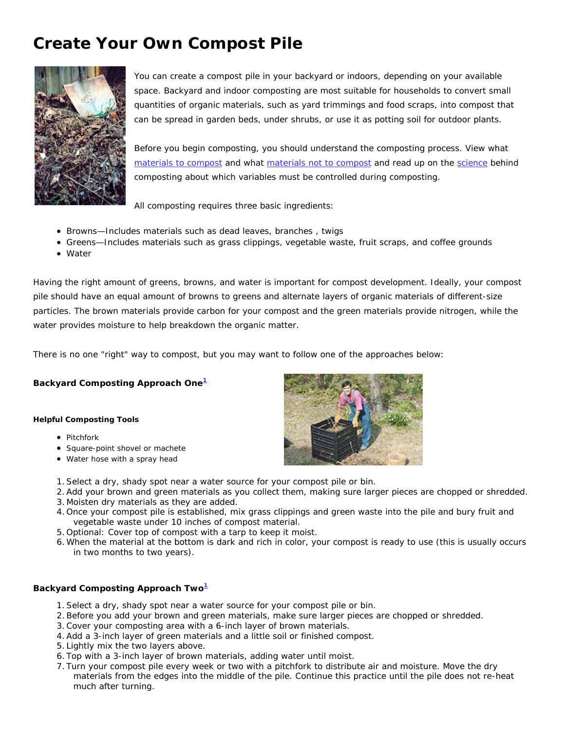# Create Your Own Compost Pile

You can create a compost pile in your backyard or indoors, depending on your available space. Backyard and indoor composting are most suitable for households to convert small quantities of organic materials, such as yard trimmings and food scraps, into compost that can be spread in garden beds, under shrubs, or use it as potting soil for outdoor plants.

Before you begin composting, you should understand the composting process. View what materials to compost and what materials not to compost and read up on the science behind composting about which variables must be controlled during composting.

All composting requires three basic ingredients:

- Browns—Includes materials such as dead leaves, branches , twigs
- Greens—Includes materials such as grass clippings, vegetable waste, fruit scraps, and coffee grounds
- Water

Having the right amount of greens, browns, and water is important for compost development. Ideally, your compost pile should have an equal amount of browns to greens and alternate layers of organic materials of different-size particles. The brown materials provide carbon for your compost and the green materials provide nitrogen, while the water provides moisture to help breakdown the organic matter.

There is no one "right" way to compost, but you may want to follow one of the approaches below:

### Backyard Composting Approach One[1]

#### Helpful Composting Tools

- Pitchfork
- Square-point shovel or machete
- Water hose with a spray head

1. Select a dry, shady spot near a water source for your compost pile or bin.
2. Add your brown and green materials as you collect them, making sure larger pieces are chopped or shredded.
3. Moisten dry materials as they are added.
4. Once your compost pile is established, mix grass clippings and green waste into the pile and bury fruit and vegetable waste under 10 inches of compost material.
5. Optional: Cover top of compost with a tarp to keep it moist.
6. When the material at the bottom is dark and rich in color, your compost is ready to use (this is usually occurs in two months to two years).

### Backyard Composting Approach Two[1]

1. Select a dry, shady spot near a water source for your compost pile or bin.
2. Before you add your brown and green materials, make sure larger pieces are chopped or shredded.
3. Cover your composting area with a 6-inch layer of brown materials.
4. Add a 3-inch layer of green materials and a little soil or finished compost.
5. Lightly mix the two layers above.
6. Top with a 3-inch layer of brown materials, adding water until moist.
7. Turn your compost pile every week or two with a pitchfork to distribute air and moisture. Move the dry materials from the edges into the middle of the pile. Continue this practice until the pile does not re-heat much after turning.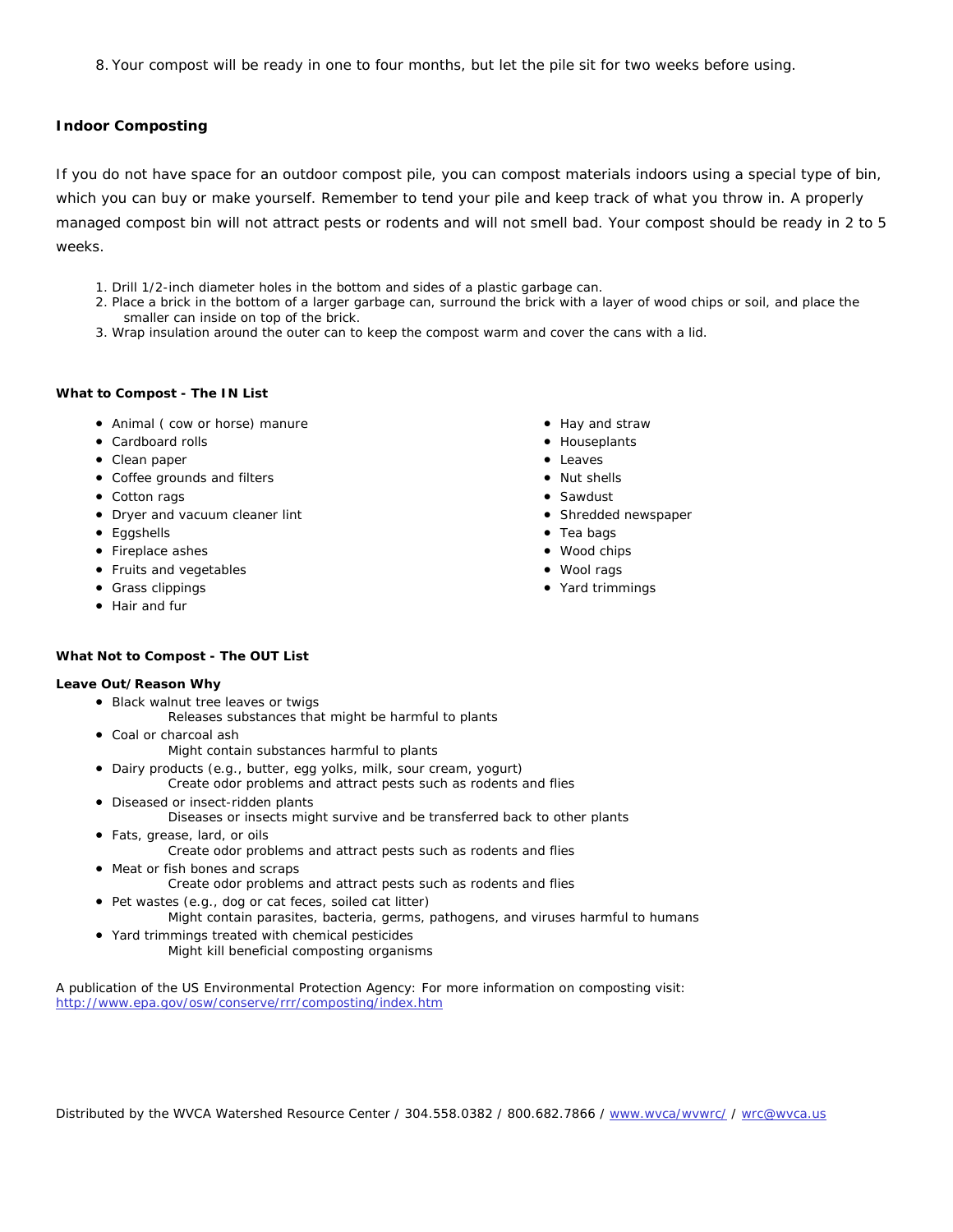8. Your compost will be ready in one to four months, but let the pile sit for two weeks before using.

## Indoor Composting

If you do not have space for an outdoor compost pile, you can compost materials indoors using a special type of bin, which you can buy or make yourself. Remember to tend your pile and keep track of what you throw in. A properly managed compost bin will not attract pests or rodents and will not smell bad. Your compost should be ready in 2 to 5 weeks.

1. Drill 1/2-inch diameter holes in the bottom and sides of a plastic garbage can.
2. Place a brick in the bottom of a larger garbage can, surround the brick with a layer of wood chips or soil, and place the smaller can inside on top of the brick.
3. Wrap insulation around the outer can to keep the compost warm and cover the cans with a lid.

### What to Compost - The IN List

- Animal ( cow or horse) manure
- Cardboard rolls
- Clean paper
- Coffee grounds and filters
- Cotton rags
- Dryer and vacuum cleaner lint
- Eggshells
- Fireplace ashes
- Fruits and vegetables
- Grass clippings
- Hair and fur
- Hay and straw
- Houseplants
- Leaves
- Nut shells
- Sawdust
- Shredded newspaper
- Tea bags
- Wood chips
- Wool rags
- Yard trimmings

### What Not to Compost - The OUT List

**Leave Out/Reason Why**

- Black walnut tree leaves or twigs
  - Releases substances that might be harmful to plants
- Coal or charcoal ash
  - Might contain substances harmful to plants
- Dairy products (e.g., butter, egg yolks, milk, sour cream, yogurt)
  - Create odor problems and attract pests such as rodents and flies
- Diseased or insect-ridden plants
  - Diseases or insects might survive and be transferred back to other plants
- Fats, grease, lard, or oils
  - Create odor problems and attract pests such as rodents and flies
- Meat or fish bones and scraps
  - Create odor problems and attract pests such as rodents and flies
- Pet wastes (e.g., dog or cat feces, soiled cat litter)
  - Might contain parasites, bacteria, germs, pathogens, and viruses harmful to humans
- Yard trimmings treated with chemical pesticides
  - Might kill beneficial composting organisms

A publication of the US Environmental Protection Agency: For more information on composting visit: http://www.epa.gov/osw/conserve/rrr/composting/index.htm

Distributed by the WVCA Watershed Resource Center / 304.558.0382 / 800.682.7866 / www.wvca/wvwrc/ / wrc@wvca.us